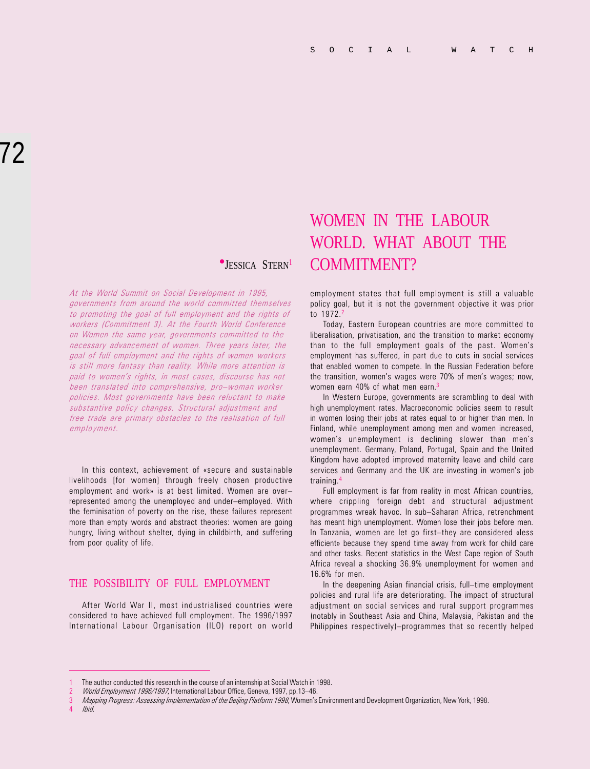# WOMEN IN THE LABOUR WORLD. WHAT ABOUT THE COMMITMENT?

JESSICA STERN[1]

*At the World Summit on Social Development in 1995, governments from around the world committed themselves to promoting the goal of full employment and the rights of workers (Commitment 3). At the Fourth World Conference on Women the same year, governments committed to the necessary advancement of women. Three years later, the goal of full employment and the rights of women workers is still more fantasy than reality. While more attention is paid to women's rights, in most cases, discourse has not been translated into comprehensive, pro–woman worker policies. Most governments have been reluctant to make substantive policy changes. Structural adjustment and free trade are primary obstacles to the realisation of full employment.*

In this context, achievement of «secure and sustainable livelihoods [for women] through freely chosen productive employment and work» is at best limited. Women are over–represented among the unemployed and under–employed. With the feminisation of poverty on the rise, these failures represent more than empty words and abstract theories: women are going hungry, living without shelter, dying in childbirth, and suffering from poor quality of life.

## THE POSSIBILITY OF FULL EMPLOYMENT

After World War II, most industrialised countries were considered to have achieved full employment. The 1996/1997 International Labour Organisation (ILO) report on world employment states that full employment is still a valuable policy goal, but it is not the government objective it was prior to 1972.[2]

Today, Eastern European countries are more committed to liberalisation, privatisation, and the transition to market economy than to the full employment goals of the past. Women's employment has suffered, in part due to cuts in social services that enabled women to compete. In the Russian Federation before the transition, women's wages were 70% of men's wages; now, women earn 40% of what men earn.[3]

In Western Europe, governments are scrambling to deal with high unemployment rates. Macroeconomic policies seem to result in women losing their jobs at rates equal to or higher than men. In Finland, while unemployment among men and women increased, women's unemployment is declining slower than men's unemployment. Germany, Poland, Portugal, Spain and the United Kingdom have adopted improved maternity leave and child care services and Germany and the UK are investing in women's job training.[4]

Full employment is far from reality in most African countries, where crippling foreign debt and structural adjustment programmes wreak havoc. In sub–Saharan Africa, retrenchment has meant high unemployment. Women lose their jobs before men. In Tanzania, women are let go first–they are considered «less efficient» because they spend time away from work for child care and other tasks. Recent statistics in the West Cape region of South Africa reveal a shocking 36.9% unemployment for women and 16.6% for men.

In the deepening Asian financial crisis, full–time employment policies and rural life are deteriorating. The impact of structural adjustment on social services and rural support programmes (notably in Southeast Asia and China, Malaysia, Pakistan and the Philippines respectively)–programmes that so recently helped

---

1 The author conducted this research in the course of an internship at Social Watch in 1998.

2 *World Employment 1996/1997*, International Labour Office, Geneva, 1997, pp.13–46.

3 *Mapping Progress: Assessing Implementation of the Beijing Platform 1998*, Women's Environment and Development Organization, New York, 1998.

4 *Ibid.*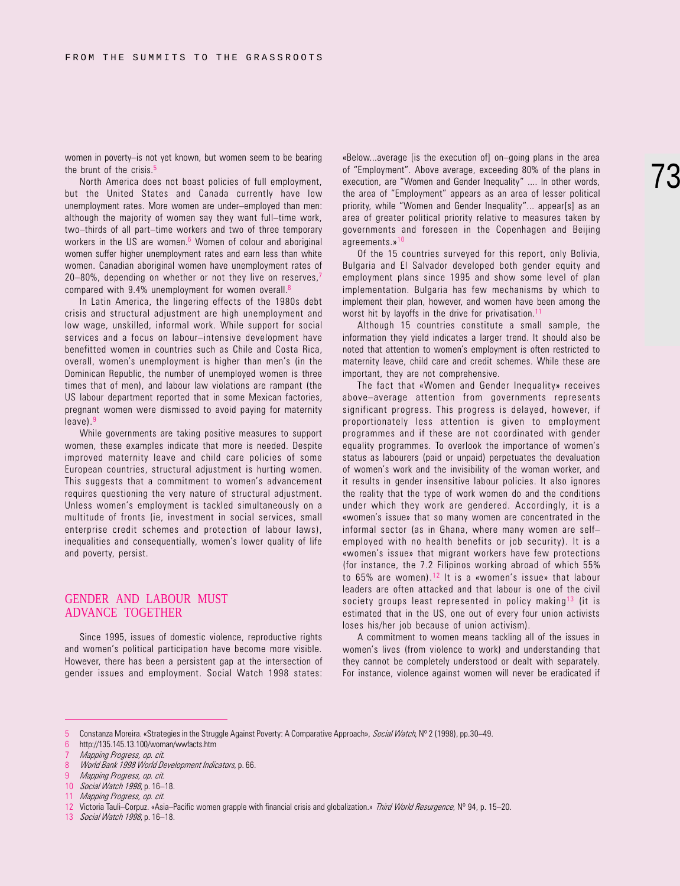women in poverty–is not yet known, but women seem to be bearing the brunt of the crisis.[5]

North America does not boast policies of full employment, but the United States and Canada currently have low unemployment rates. More women are under–employed than men: although the majority of women say they want full–time work, two–thirds of all part–time workers and two of three temporary workers in the US are women.[6] Women of colour and aboriginal women suffer higher unemployment rates and earn less than white women. Canadian aboriginal women have unemployment rates of 20–80%, depending on whether or not they live on reserves,[7] compared with 9.4% unemployment for women overall.[8]

In Latin America, the lingering effects of the 1980s debt crisis and structural adjustment are high unemployment and low wage, unskilled, informal work. While support for social services and a focus on labour–intensive development have benefitted women in countries such as Chile and Costa Rica, overall, women's unemployment is higher than men's (in the Dominican Republic, the number of unemployed women is three times that of men), and labour law violations are rampant (the US labour department reported that in some Mexican factories, pregnant women were dismissed to avoid paying for maternity leave).[9]

While governments are taking positive measures to support women, these examples indicate that more is needed. Despite improved maternity leave and child care policies of some European countries, structural adjustment is hurting women. This suggests that a commitment to women's advancement requires questioning the very nature of structural adjustment. Unless women's employment is tackled simultaneously on a multitude of fronts (ie, investment in social services, small enterprise credit schemes and protection of labour laws), inequalities and consequentially, women's lower quality of life and poverty, persist.

## GENDER AND LABOUR MUST ADVANCE TOGETHER

Since 1995, issues of domestic violence, reproductive rights and women's political participation have become more visible. However, there has been a persistent gap at the intersection of gender issues and employment. Social Watch 1998 states: «Below...average [is the execution of] on–going plans in the area of "Employment". Above average, exceeding 80% of the plans in execution, are "Women and Gender Inequality" .... In other words, the area of "Employment" appears as an area of lesser political priority, while "Women and Gender Inequality"... appear[s] as an area of greater political priority relative to measures taken by governments and foreseen in the Copenhagen and Beijing agreements.»[10]

Of the 15 countries surveyed for this report, only Bolivia, Bulgaria and El Salvador developed both gender equity and employment plans since 1995 and show some level of plan implementation. Bulgaria has few mechanisms by which to implement their plan, however, and women have been among the worst hit by layoffs in the drive for privatisation.[11]

Although 15 countries constitute a small sample, the information they yield indicates a larger trend. It should also be noted that attention to women's employment is often restricted to maternity leave, child care and credit schemes. While these are important, they are not comprehensive.

The fact that «Women and Gender Inequality» receives above–average attention from governments represents significant progress. This progress is delayed, however, if proportionately less attention is given to employment programmes and if these are not coordinated with gender equality programmes. To overlook the importance of women's status as labourers (paid or unpaid) perpetuates the devaluation of women's work and the invisibility of the woman worker, and it results in gender insensitive labour policies. It also ignores the reality that the type of work women do and the conditions under which they work are gendered. Accordingly, it is a «women's issue» that so many women are concentrated in the informal sector (as in Ghana, where many women are self–employed with no health benefits or job security). It is a «women's issue» that migrant workers have few protections (for instance, the 7.2 Filipinos working abroad of which 55% to 65% are women).[12] It is a «women's issue» that labour leaders are often attacked and that labour is one of the civil society groups least represented in policy making[13] (it is estimated that in the US, one out of every four union activists loses his/her job because of union activism).

A commitment to women means tackling all of the issues in women's lives (from violence to work) and understanding that they cannot be completely understood or dealt with separately. For instance, violence against women will never be eradicated if

---

5 Constanza Moreira. «Strategies in the Struggle Against Poverty: A Comparative Approach», *Social Watch*, Nº 2 (1998), pp.30–49.

6 http://135.145.13.100/woman/wwfacts.htm

7 *Mapping Progress, op. cit.*

8 *World Bank 1998 World Development Indicators*, p. 66.

9 *Mapping Progress, op. cit.*

10 *Social Watch 1998*, p. 16–18.

11 *Mapping Progress, op. cit.*

12 Victoria Tauli–Corpuz. «Asia–Pacific women grapple with financial crisis and globalization.» *Third World Resurgence*, Nº 94, p. 15–20.

13 *Social Watch 1998*, p. 16–18.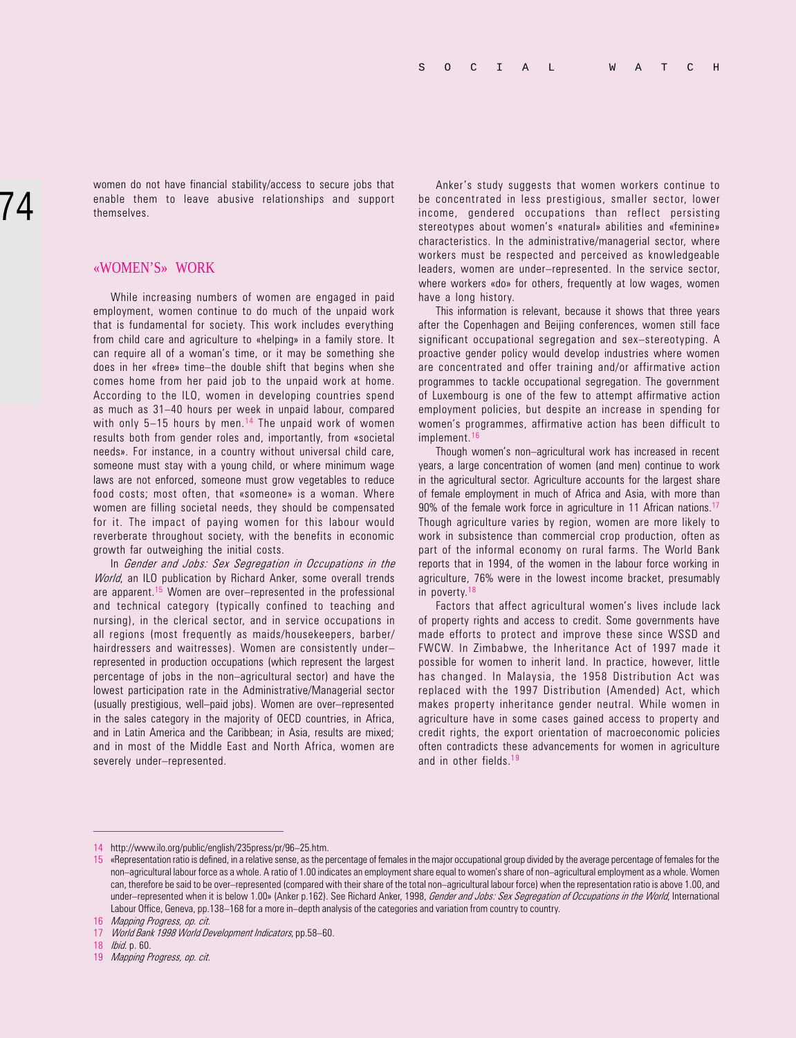women do not have financial stability/access to secure jobs that enable them to leave abusive relationships and support themselves.

## «WOMEN'S» WORK

While increasing numbers of women are engaged in paid employment, women continue to do much of the unpaid work that is fundamental for society. This work includes everything from child care and agriculture to «helping» in a family store. It can require all of a woman's time, or it may be something she does in her «free» time–the double shift that begins when she comes home from her paid job to the unpaid work at home. According to the ILO, women in developing countries spend as much as 31–40 hours per week in unpaid labour, compared with only 5–15 hours by men.[14] The unpaid work of women results both from gender roles and, importantly, from «societal needs». For instance, in a country without universal child care, someone must stay with a young child, or where minimum wage laws are not enforced, someone must grow vegetables to reduce food costs; most often, that «someone» is a woman. Where women are filling societal needs, they should be compensated for it. The impact of paying women for this labour would reverberate throughout society, with the benefits in economic growth far outweighing the initial costs.

In *Gender and Jobs: Sex Segregation in Occupations in the World*, an ILO publication by Richard Anker, some overall trends are apparent.[15] Women are over–represented in the professional and technical category (typically confined to teaching and nursing), in the clerical sector, and in service occupations in all regions (most frequently as maids/housekeepers, barber/hairdressers and waitresses). Women are consistently under–represented in production occupations (which represent the largest percentage of jobs in the non–agricultural sector) and have the lowest participation rate in the Administrative/Managerial sector (usually prestigious, well–paid jobs). Women are over–represented in the sales category in the majority of OECD countries, in Africa, and in Latin America and the Caribbean; in Asia, results are mixed; and in most of the Middle East and North Africa, women are severely under–represented.

Anker's study suggests that women workers continue to be concentrated in less prestigious, smaller sector, lower income, gendered occupations than reflect persisting stereotypes about women's «natural» abilities and «feminine» characteristics. In the administrative/managerial sector, where workers must be respected and perceived as knowledgeable leaders, women are under–represented. In the service sector, where workers «do» for others, frequently at low wages, women have a long history.

This information is relevant, because it shows that three years after the Copenhagen and Beijing conferences, women still face significant occupational segregation and sex–stereotyping. A proactive gender policy would develop industries where women are concentrated and offer training and/or affirmative action programmes to tackle occupational segregation. The government of Luxembourg is one of the few to attempt affirmative action employment policies, but despite an increase in spending for women's programmes, affirmative action has been difficult to implement.[16]

Though women's non–agricultural work has increased in recent years, a large concentration of women (and men) continue to work in the agricultural sector. Agriculture accounts for the largest share of female employment in much of Africa and Asia, with more than 90% of the female work force in agriculture in 11 African nations.[17] Though agriculture varies by region, women are more likely to work in subsistence than commercial crop production, often as part of the informal economy on rural farms. The World Bank reports that in 1994, of the women in the labour force working in agriculture, 76% were in the lowest income bracket, presumably in poverty.[18]

Factors that affect agricultural women's lives include lack of property rights and access to credit. Some governments have made efforts to protect and improve these since WSSD and FWCW. In Zimbabwe, the Inheritance Act of 1997 made it possible for women to inherit land. In practice, however, little has changed. In Malaysia, the 1958 Distribution Act was replaced with the 1997 Distribution (Amended) Act, which makes property inheritance gender neutral. While women in agriculture have in some cases gained access to property and credit rights, the export orientation of macroeconomic policies often contradicts these advancements for women in agriculture and in other fields.[19]

---

14 http://www.ilo.org/public/english/235press/pr/96–25.htm.

15 «Representation ratio is defined, in a relative sense, as the percentage of females in the major occupational group divided by the average percentage of females for the non–agricultural labour force as a whole. A ratio of 1.00 indicates an employment share equal to women's share of non–agricultural employment as a whole. Women can, therefore be said to be over–represented (compared with their share of the total non–agricultural labour force) when the representation ratio is above 1.00, and under–represented when it is below 1.00» (Anker p.162). See Richard Anker, 1998, *Gender and Jobs: Sex Segregation of Occupations in the World*, International Labour Office, Geneva, pp.138–168 for a more in–depth analysis of the categories and variation from country to country.

16 *Mapping Progress, op. cit.*

17 *World Bank 1998 World Development Indicators*, pp.58–60.

18 *Ibid.* p. 60.

19 *Mapping Progress, op. cit.*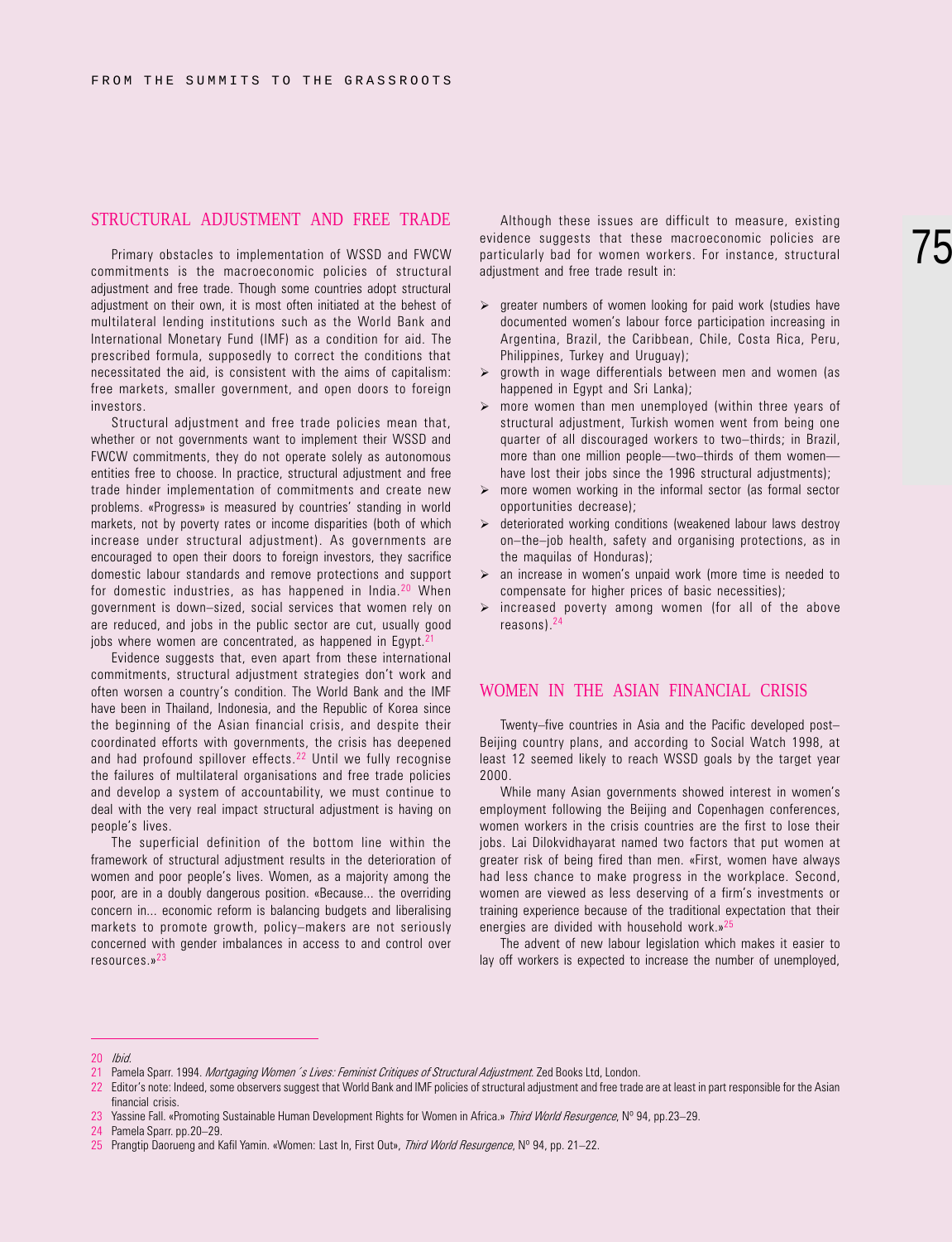## STRUCTURAL ADJUSTMENT AND FREE TRADE

Primary obstacles to implementation of WSSD and FWCW commitments is the macroeconomic policies of structural adjustment and free trade. Though some countries adopt structural adjustment on their own, it is most often initiated at the behest of multilateral lending institutions such as the World Bank and International Monetary Fund (IMF) as a condition for aid. The prescribed formula, supposedly to correct the conditions that necessitated the aid, is consistent with the aims of capitalism: free markets, smaller government, and open doors to foreign investors.

Structural adjustment and free trade policies mean that, whether or not governments want to implement their WSSD and FWCW commitments, they do not operate solely as autonomous entities free to choose. In practice, structural adjustment and free trade hinder implementation of commitments and create new problems. «Progress» is measured by countries' standing in world markets, not by poverty rates or income disparities (both of which increase under structural adjustment). As governments are encouraged to open their doors to foreign investors, they sacrifice domestic labour standards and remove protections and support for domestic industries, as has happened in India.[20] When government is down–sized, social services that women rely on are reduced, and jobs in the public sector are cut, usually good jobs where women are concentrated, as happened in Egypt.[21]

Evidence suggests that, even apart from these international commitments, structural adjustment strategies don't work and often worsen a country's condition. The World Bank and the IMF have been in Thailand, Indonesia, and the Republic of Korea since the beginning of the Asian financial crisis, and despite their coordinated efforts with governments, the crisis has deepened and had profound spillover effects.[22] Until we fully recognise the failures of multilateral organisations and free trade policies and develop a system of accountability, we must continue to deal with the very real impact structural adjustment is having on people's lives.

The superficial definition of the bottom line within the framework of structural adjustment results in the deterioration of women and poor people's lives. Women, as a majority among the poor, are in a doubly dangerous position. «Because... the overriding concern in... economic reform is balancing budgets and liberalising markets to promote growth, policy–makers are not seriously concerned with gender imbalances in access to and control over resources.»[23]

Although these issues are difficult to measure, existing evidence suggests that these macroeconomic policies are particularly bad for women workers. For instance, structural adjustment and free trade result in:

- greater numbers of women looking for paid work (studies have documented women's labour force participation increasing in Argentina, Brazil, the Caribbean, Chile, Costa Rica, Peru, Philippines, Turkey and Uruguay);
- growth in wage differentials between men and women (as happened in Egypt and Sri Lanka);
- more women than men unemployed (within three years of structural adjustment, Turkish women went from being one quarter of all discouraged workers to two–thirds; in Brazil, more than one million people—two–thirds of them women—have lost their jobs since the 1996 structural adjustments);
- more women working in the informal sector (as formal sector opportunities decrease);
- deteriorated working conditions (weakened labour laws destroy on–the–job health, safety and organising protections, as in the maquilas of Honduras);
- an increase in women's unpaid work (more time is needed to compensate for higher prices of basic necessities);
- increased poverty among women (for all of the above reasons).[24]

## WOMEN IN THE ASIAN FINANCIAL CRISIS

Twenty–five countries in Asia and the Pacific developed post–Beijing country plans, and according to Social Watch 1998, at least 12 seemed likely to reach WSSD goals by the target year 2000.

While many Asian governments showed interest in women's employment following the Beijing and Copenhagen conferences, women workers in the crisis countries are the first to lose their jobs. Lai Dilokvidhayarat named two factors that put women at greater risk of being fired than men. «First, women have always had less chance to make progress in the workplace. Second, women are viewed as less deserving of a firm's investments or training experience because of the traditional expectation that their energies are divided with household work.»[25]

The advent of new labour legislation which makes it easier to lay off workers is expected to increase the number of unemployed,

---

20 *Ibid.*

21 Pamela Sparr. 1994. *Mortgaging Women´s Lives: Feminist Critiques of Structural Adjustment*. Zed Books Ltd, London.

22 Editor's note: Indeed, some observers suggest that World Bank and IMF policies of structural adjustment and free trade are at least in part responsible for the Asian financial crisis.

23 Yassine Fall. «Promoting Sustainable Human Development Rights for Women in Africa.» *Third World Resurgence*, Nº 94, pp.23–29.

24 Pamela Sparr. pp.20–29.

25 Prangtip Daorueng and Kafil Yamin. «Women: Last In, First Out», *Third World Resurgence*, Nº 94, pp. 21–22.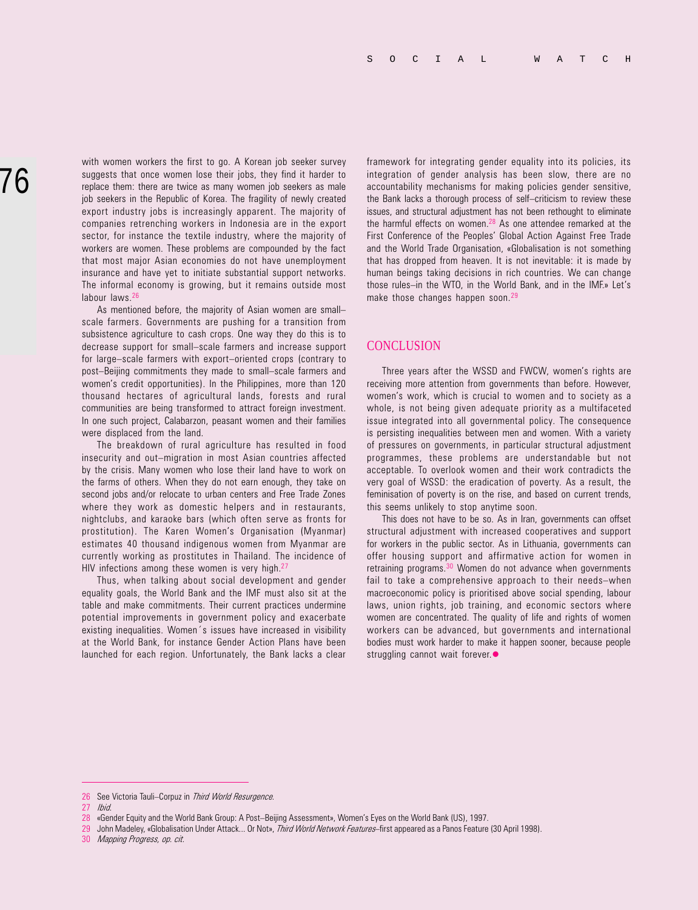with women workers the first to go. A Korean job seeker survey suggests that once women lose their jobs, they find it harder to replace them: there are twice as many women job seekers as male job seekers in the Republic of Korea. The fragility of newly created export industry jobs is increasingly apparent. The majority of companies retrenching workers in Indonesia are in the export sector, for instance the textile industry, where the majority of workers are women. These problems are compounded by the fact that most major Asian economies do not have unemployment insurance and have yet to initiate substantial support networks. The informal economy is growing, but it remains outside most labour laws.[26]

As mentioned before, the majority of Asian women are small–scale farmers. Governments are pushing for a transition from subsistence agriculture to cash crops. One way they do this is to decrease support for small–scale farmers and increase support for large–scale farmers with export–oriented crops (contrary to post–Beijing commitments they made to small–scale farmers and women's credit opportunities). In the Philippines, more than 120 thousand hectares of agricultural lands, forests and rural communities are being transformed to attract foreign investment. In one such project, Calabarzon, peasant women and their families were displaced from the land.

The breakdown of rural agriculture has resulted in food insecurity and out–migration in most Asian countries affected by the crisis. Many women who lose their land have to work on the farms of others. When they do not earn enough, they take on second jobs and/or relocate to urban centers and Free Trade Zones where they work as domestic helpers and in restaurants, nightclubs, and karaoke bars (which often serve as fronts for prostitution). The Karen Women's Organisation (Myanmar) estimates 40 thousand indigenous women from Myanmar are currently working as prostitutes in Thailand. The incidence of HIV infections among these women is very high.[27]

Thus, when talking about social development and gender equality goals, the World Bank and the IMF must also sit at the table and make commitments. Their current practices undermine potential improvements in government policy and exacerbate existing inequalities. Women´s issues have increased in visibility at the World Bank, for instance Gender Action Plans have been launched for each region. Unfortunately, the Bank lacks a clear framework for integrating gender equality into its policies, its integration of gender analysis has been slow, there are no accountability mechanisms for making policies gender sensitive, the Bank lacks a thorough process of self–criticism to review these issues, and structural adjustment has not been rethought to eliminate the harmful effects on women.[28] As one attendee remarked at the First Conference of the Peoples' Global Action Against Free Trade and the World Trade Organisation, «Globalisation is not something that has dropped from heaven. It is not inevitable: it is made by human beings taking decisions in rich countries. We can change those rules–in the WTO, in the World Bank, and in the IMF.» Let's make those changes happen soon.[29]

## CONCLUSION

Three years after the WSSD and FWCW, women's rights are receiving more attention from governments than before. However, women's work, which is crucial to women and to society as a whole, is not being given adequate priority as a multifaceted issue integrated into all governmental policy. The consequence is persisting inequalities between men and women. With a variety of pressures on governments, in particular structural adjustment programmes, these problems are understandable but not acceptable. To overlook women and their work contradicts the very goal of WSSD: the eradication of poverty. As a result, the feminisation of poverty is on the rise, and based on current trends, this seems unlikely to stop anytime soon.

This does not have to be so. As in Iran, governments can offset structural adjustment with increased cooperatives and support for workers in the public sector. As in Lithuania, governments can offer housing support and affirmative action for women in retraining programs.[30] Women do not advance when governments fail to take a comprehensive approach to their needs–when macroeconomic policy is prioritised above social spending, labour laws, union rights, job training, and economic sectors where women are concentrated. The quality of life and rights of women workers can be advanced, but governments and international bodies must work harder to make it happen sooner, because people struggling cannot wait forever.●

---

26 See Victoria Tauli–Corpuz in *Third World Resurgence*.

27 *Ibid.*

28 «Gender Equity and the World Bank Group: A Post–Beijing Assessment», Women's Eyes on the World Bank (US), 1997.

29 John Madeley, «Globalisation Under Attack... Or Not», *Third World Network Features*–first appeared as a Panos Feature (30 April 1998).

30 *Mapping Progress, op. cit.*